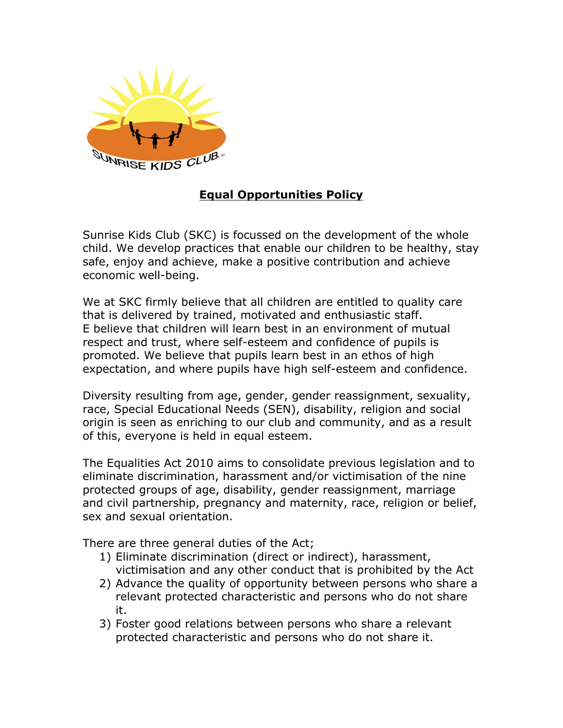SUNRISE KIDS CLUB LTD

# Equal Opportunities Policy

Sunrise Kids Club (SKC) is focussed on the development of the whole child. We develop practices that enable our children to be healthy, stay safe, enjoy and achieve, make a positive contribution and achieve economic well-being.

We at SKC firmly believe that all children are entitled to quality care that is delivered by trained, motivated and enthusiastic staff. E believe that children will learn best in an environment of mutual respect and trust, where self-esteem and confidence of pupils is promoted. We believe that pupils learn best in an ethos of high expectation, and where pupils have high self-esteem and confidence.

Diversity resulting from age, gender, gender reassignment, sexuality, race, Special Educational Needs (SEN), disability, religion and social origin is seen as enriching to our club and community, and as a result of this, everyone is held in equal esteem.

The Equalities Act 2010 aims to consolidate previous legislation and to eliminate discrimination, harassment and/or victimisation of the nine protected groups of age, disability, gender reassignment, marriage and civil partnership, pregnancy and maternity, race, religion or belief, sex and sexual orientation.

There are three general duties of the Act;

1) Eliminate discrimination (direct or indirect), harassment, victimisation and any other conduct that is prohibited by the Act
2) Advance the quality of opportunity between persons who share a relevant protected characteristic and persons who do not share it.
3) Foster good relations between persons who share a relevant protected characteristic and persons who do not share it.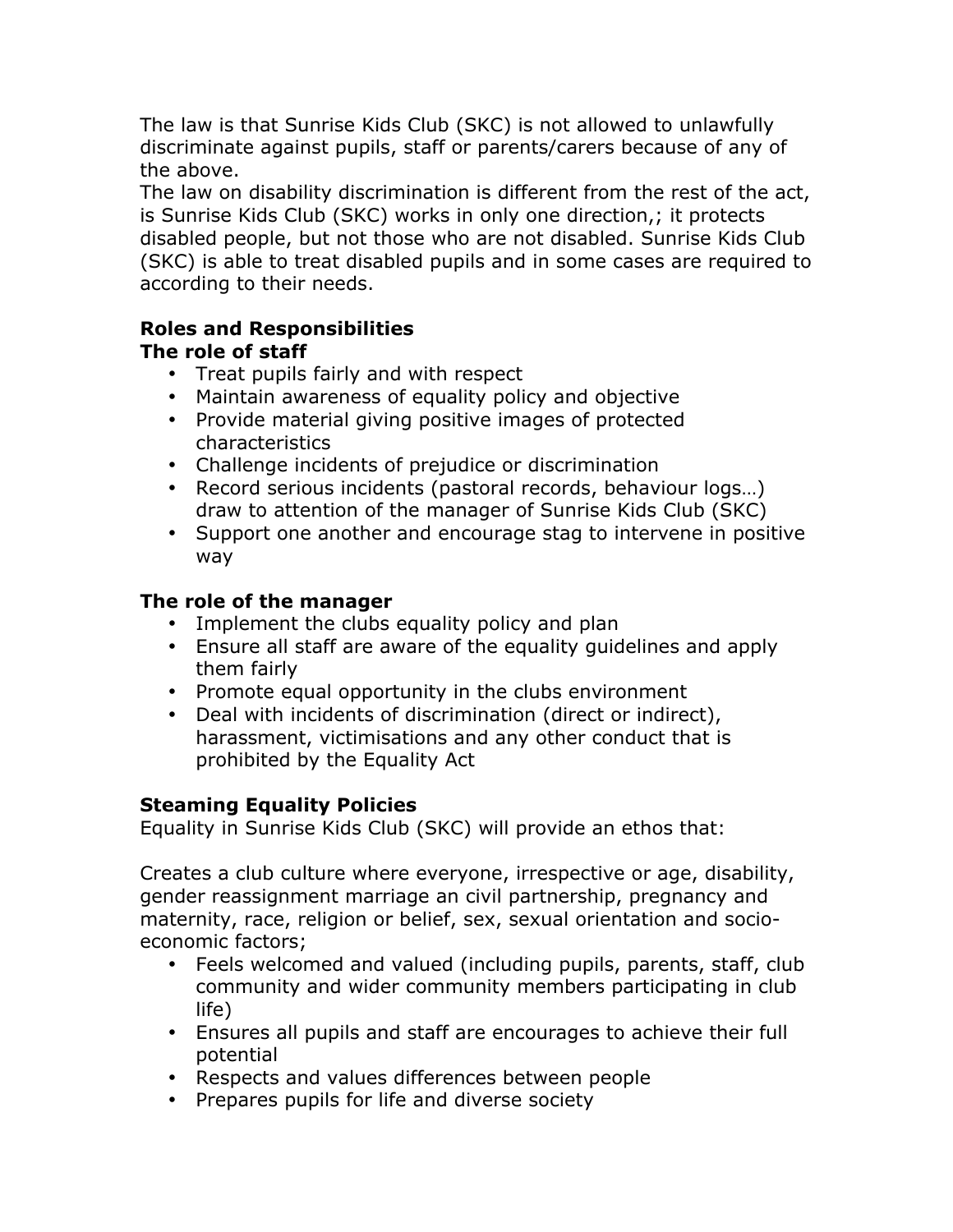The law is that Sunrise Kids Club (SKC) is not allowed to unlawfully discriminate against pupils, staff or parents/carers because of any of the above.
The law on disability discrimination is different from the rest of the act, is Sunrise Kids Club (SKC) works in only one direction,; it protects disabled people, but not those who are not disabled. Sunrise Kids Club (SKC) is able to treat disabled pupils and in some cases are required to according to their needs.

**Roles and Responsibilities**
**The role of staff**

- Treat pupils fairly and with respect
- Maintain awareness of equality policy and objective
- Provide material giving positive images of protected characteristics
- Challenge incidents of prejudice or discrimination
- Record serious incidents (pastoral records, behaviour logs…) draw to attention of the manager of Sunrise Kids Club (SKC)
- Support one another and encourage stag to intervene in positive way

**The role of the manager**

- Implement the clubs equality policy and plan
- Ensure all staff are aware of the equality guidelines and apply them fairly
- Promote equal opportunity in the clubs environment
- Deal with incidents of discrimination (direct or indirect), harassment, victimisations and any other conduct that is prohibited by the Equality Act

**Steaming Equality Policies**
Equality in Sunrise Kids Club (SKC) will provide an ethos that:

Creates a club culture where everyone, irrespective or age, disability, gender reassignment marriage an civil partnership, pregnancy and maternity, race, religion or belief, sex, sexual orientation and socio-economic factors;

- Feels welcomed and valued (including pupils, parents, staff, club community and wider community members participating in club life)
- Ensures all pupils and staff are encourages to achieve their full potential
- Respects and values differences between people
- Prepares pupils for life and diverse society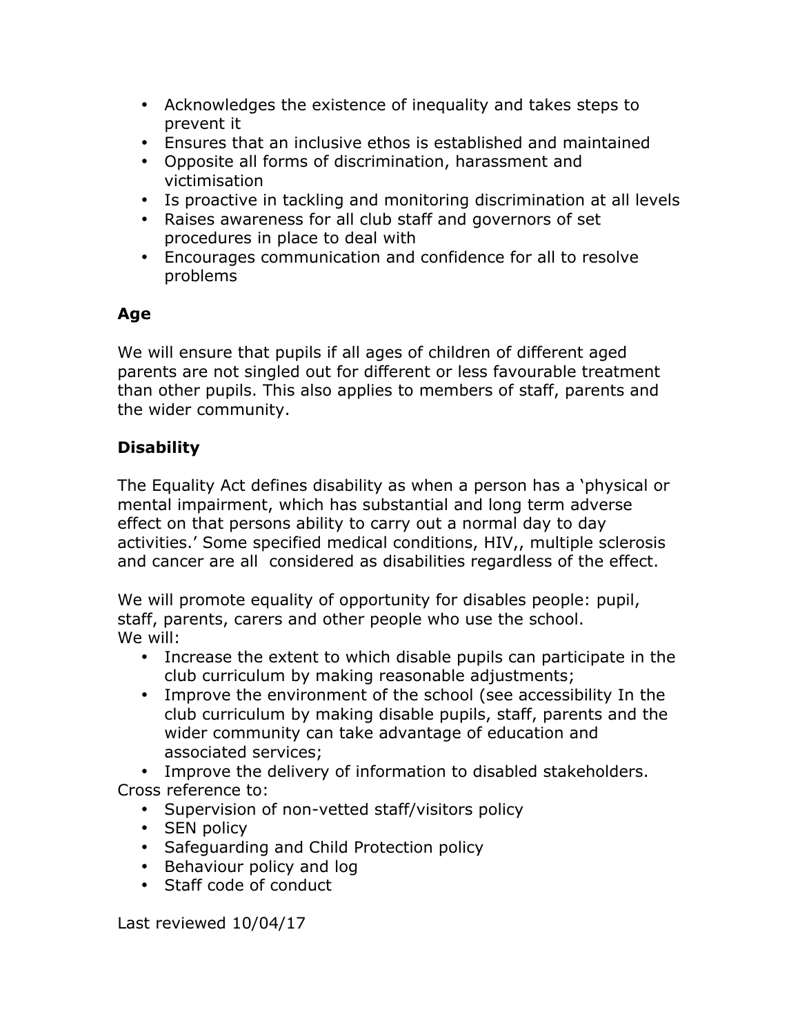- Acknowledges the existence of inequality and takes steps to prevent it
- Ensures that an inclusive ethos is established and maintained
- Opposite all forms of discrimination, harassment and victimisation
- Is proactive in tackling and monitoring discrimination at all levels
- Raises awareness for all club staff and governors of set procedures in place to deal with
- Encourages communication and confidence for all to resolve problems

**Age**

We will ensure that pupils if all ages of children of different aged parents are not singled out for different or less favourable treatment than other pupils. This also applies to members of staff, parents and the wider community.

**Disability**

The Equality Act defines disability as when a person has a 'physical or mental impairment, which has substantial and long term adverse effect on that persons ability to carry out a normal day to day activities.' Some specified medical conditions, HIV,, multiple sclerosis and cancer are all considered as disabilities regardless of the effect.

We will promote equality of opportunity for disables people: pupil, staff, parents, carers and other people who use the school.
We will:

- Increase the extent to which disable pupils can participate in the club curriculum by making reasonable adjustments;
- Improve the environment of the school (see accessibility In the club curriculum by making disable pupils, staff, parents and the wider community can take advantage of education and associated services;
- Improve the delivery of information to disabled stakeholders.

Cross reference to:

- Supervision of non-vetted staff/visitors policy
- SEN policy
- Safeguarding and Child Protection policy
- Behaviour policy and log
- Staff code of conduct

Last reviewed 10/04/17